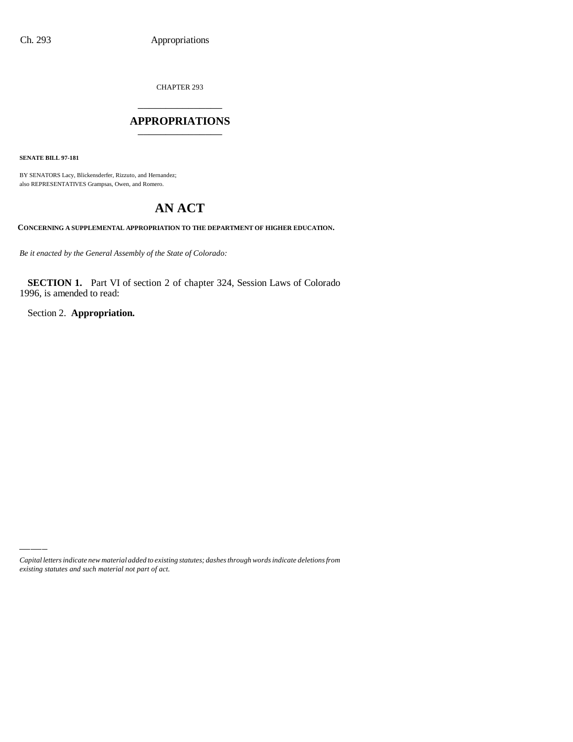CHAPTER 293

# APPROPRIATIONS

**SENATE BILL 97-181**

BY SENATORS Lacy, Blickensderfer, Rizzuto, and Hernandez;
also REPRESENTATIVES Grampsas, Owen, and Romero.

# AN ACT

**CONCERNING A SUPPLEMENTAL APPROPRIATION TO THE DEPARTMENT OF HIGHER EDUCATION.**

*Be it enacted by the General Assembly of the State of Colorado:*

**SECTION 1.** Part VI of section 2 of chapter 324, Session Laws of Colorado 1996, is amended to read:

Section 2. **Appropriation.**

*Capital letters indicate new material added to existing statutes; dashes through words indicate deletions from existing statutes and such material not part of act.*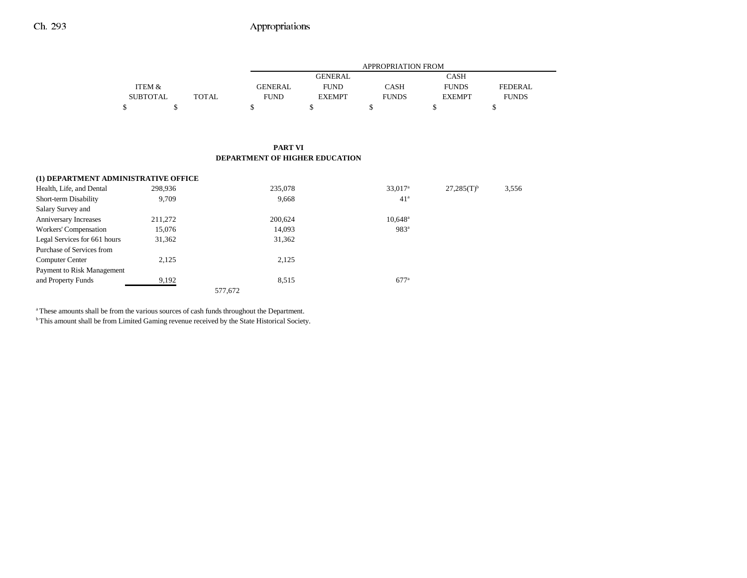## PART VI
## DEPARTMENT OF HIGHER EDUCATION

| | ITEM & SUBTOTAL | TOTAL | GENERAL FUND | GENERAL FUND EXEMPT | CASH FUNDS | CASH FUNDS EXEMPT | FEDERAL FUNDS |
|---|---|---|---|---|---|---|---|
| | $ | $ | $ | $ | $ | $ | $ |
| **(1) DEPARTMENT ADMINISTRATIVE OFFICE** | | | | | | | |
| Health, Life, and Dental | 298,936 | | 235,078 | | 33,017[a] | 27,285(T)[b] | 3,556 |
| Short-term Disability | 9,709 | | 9,668 | | 41[a] | | |
| Salary Survey and Anniversary Increases | 211,272 | | 200,624 | | 10,648[a] | | |
| Workers' Compensation | 15,076 | | 14,093 | | 983[a] | | |
| Legal Services for 661 hours | 31,362 | | 31,362 | | | | |
| Purchase of Services from Computer Center | 2,125 | | 2,125 | | | | |
| Payment to Risk Management and Property Funds | 9,192 | | 8,515 | | 677[a] | | |
| | | 577,672 | | | | | |

[a] These amounts shall be from the various sources of cash funds throughout the Department.
[b] This amount shall be from Limited Gaming revenue received by the State Historical Society.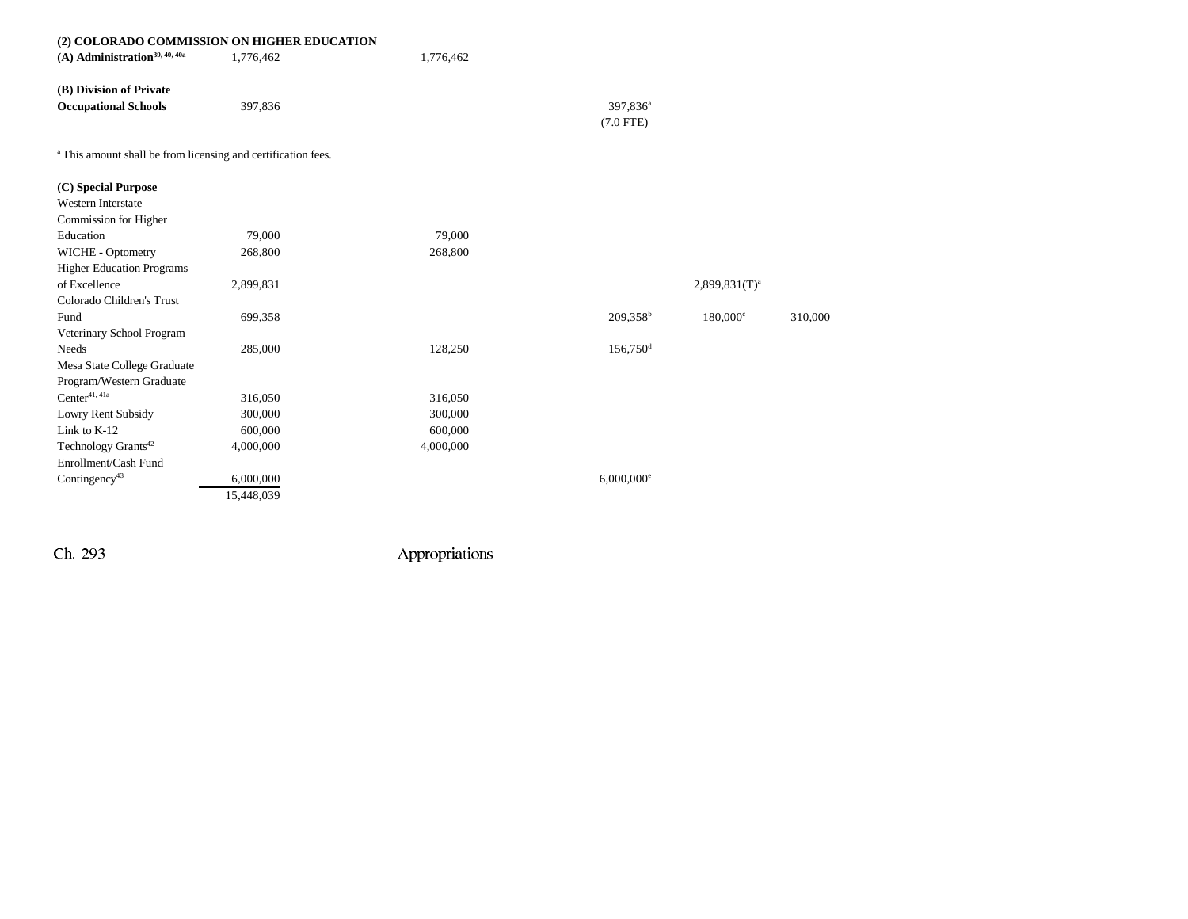**(2) COLORADO COMMISSION ON HIGHER EDUCATION**

| | | | | | | |
|---|---|---|---|---|---|---|
| **(A) Administration**[39, 40, 40a] | 1,776,462 | | 1,776,462 | | | |
| | | | | | | |
| **(B) Division of Private Occupational Schools** | 397,836 | | | 397,836[a] | | |
| | | | | (7.0 FTE) | | |

[a] This amount shall be from licensing and certification fees.

**(C) Special Purpose**

| | | | | | | |
|---|---|---|---|---|---|---|
| Western Interstate Commission for Higher Education | 79,000 | | 79,000 | | | |
| WICHE - Optometry | 268,800 | | 268,800 | | | |
| Higher Education Programs of Excellence | 2,899,831 | | | | 2,899,831(T)[a] | |
| Colorado Children's Trust Fund | 699,358 | | | 209,358[b] | 180,000[c] | 310,000 |
| Veterinary School Program Needs | 285,000 | | 128,250 | 156,750[d] | | |
| Mesa State College Graduate Program/Western Graduate Center[41, 41a] | 316,050 | | 316,050 | | | |
| Lowry Rent Subsidy | 300,000 | | 300,000 | | | |
| Link to K-12 | 600,000 | | 600,000 | | | |
| Technology Grants[42] | 4,000,000 | | 4,000,000 | | | |
| Enrollment/Cash Fund Contingency[43] | 6,000,000 | | | 6,000,000[e] | | |
| | 15,448,039 | | | | | |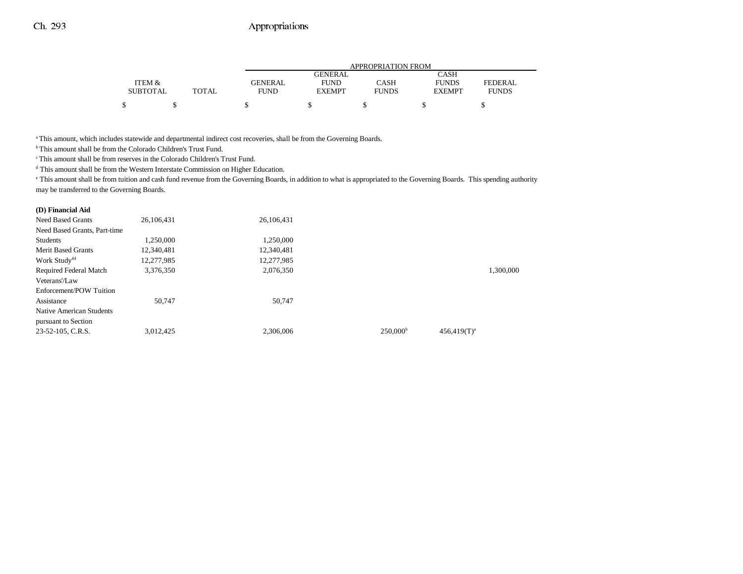| | ITEM & SUBTOTAL | TOTAL | GENERAL FUND | GENERAL FUND EXEMPT | CASH FUNDS | CASH FUNDS EXEMPT | FEDERAL FUNDS |
|---|---|---|---|---|---|---|---|
| | | | APPROPRIATION FROM | | | | |
| | $ | $ | $ | $ | $ | $ | $ |

[a] This amount, which includes statewide and departmental indirect cost recoveries, shall be from the Governing Boards.

[b] This amount shall be from the Colorado Children's Trust Fund.

[c] This amount shall be from reserves in the Colorado Children's Trust Fund.

[d] This amount shall be from the Western Interstate Commission on Higher Education.

[e] This amount shall be from tuition and cash fund revenue from the Governing Boards, in addition to what is appropriated to the Governing Boards. This spending authority may be transferred to the Governing Boards.

| | ITEM & SUBTOTAL | TOTAL | GENERAL FUND | GENERAL FUND EXEMPT | CASH FUNDS | CASH FUNDS EXEMPT | FEDERAL FUNDS |
|---|---|---|---|---|---|---|---|
| **(D) Financial Aid** | | | | | | | |
| Need Based Grants | 26,106,431 | | 26,106,431 | | | | |
| Need Based Grants, Part-time Students | 1,250,000 | | 1,250,000 | | | | |
| Merit Based Grants | 12,340,481 | | 12,340,481 | | | | |
| Work Study[44] | 12,277,985 | | 12,277,985 | | | | |
| Required Federal Match | 3,376,350 | | 2,076,350 | | | | 1,300,000 |
| Veterans'/Law Enforcement/POW Tuition Assistance | 50,747 | | 50,747 | | | | |
| Native American Students pursuant to Section 23-52-105, C.R.S. | 3,012,425 | | 2,306,006 | | 250,000[b] | 456,419(T)[a] | |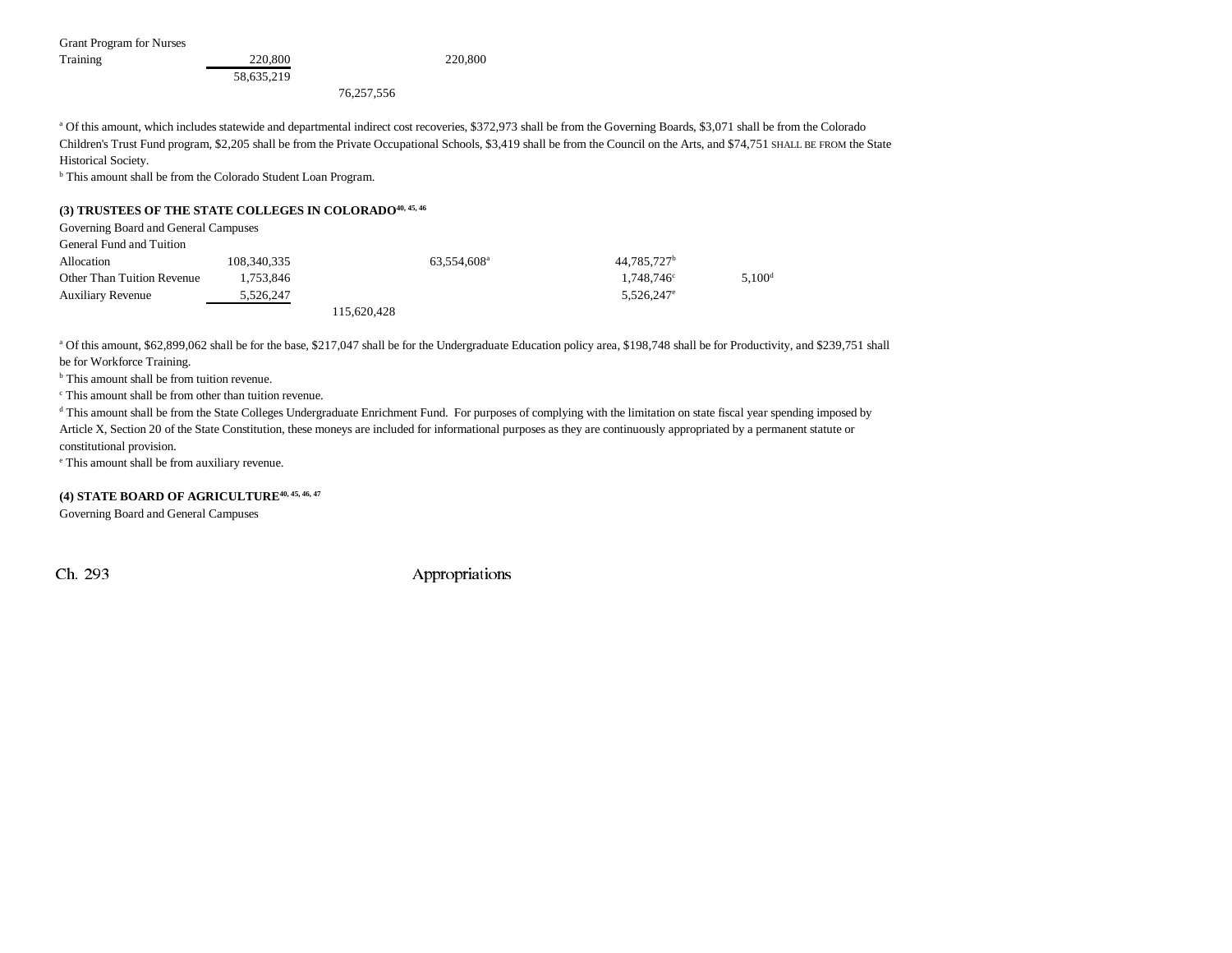| | | | | | |
|---|---|---|---|---|---|
| Grant Program for Nurses Training | 220,800 | | 220,800 | | |
| | 58,635,219 | | | | |
| | | 76,257,556 | | | |

[a] Of this amount, which includes statewide and departmental indirect cost recoveries, $372,973 shall be from the Governing Boards, $3,071 shall be from the Colorado Children's Trust Fund program, $2,205 shall be from the Private Occupational Schools, $3,419 shall be from the Council on the Arts, and $74,751 SHALL BE FROM the State Historical Society.

[b] This amount shall be from the Colorado Student Loan Program.

**(3) TRUSTEES OF THE STATE COLLEGES IN COLORADO[40, 45, 46]**

| | | | | | |
|---|---|---|---|---|---|
| Governing Board and General Campuses | | | | | |
| General Fund and Tuition Allocation | 108,340,335 | | 63,554,608[a] | 44,785,727[b] | |
| Other Than Tuition Revenue | 1,753,846 | | | 1,748,746[c] | 5,100[d] |
| Auxiliary Revenue | 5,526,247 | | | 5,526,247[e] | |
| | | 115,620,428 | | | |

[a] Of this amount, $62,899,062 shall be for the base, $217,047 shall be for the Undergraduate Education policy area, $198,748 shall be for Productivity, and $239,751 shall be for Workforce Training.

[b] This amount shall be from tuition revenue.

[c] This amount shall be from other than tuition revenue.

[d] This amount shall be from the State Colleges Undergraduate Enrichment Fund. For purposes of complying with the limitation on state fiscal year spending imposed by Article X, Section 20 of the State Constitution, these moneys are included for informational purposes as they are continuously appropriated by a permanent statute or constitutional provision.

[e] This amount shall be from auxiliary revenue.

**(4) STATE BOARD OF AGRICULTURE[40, 45, 46, 47]**

Governing Board and General Campuses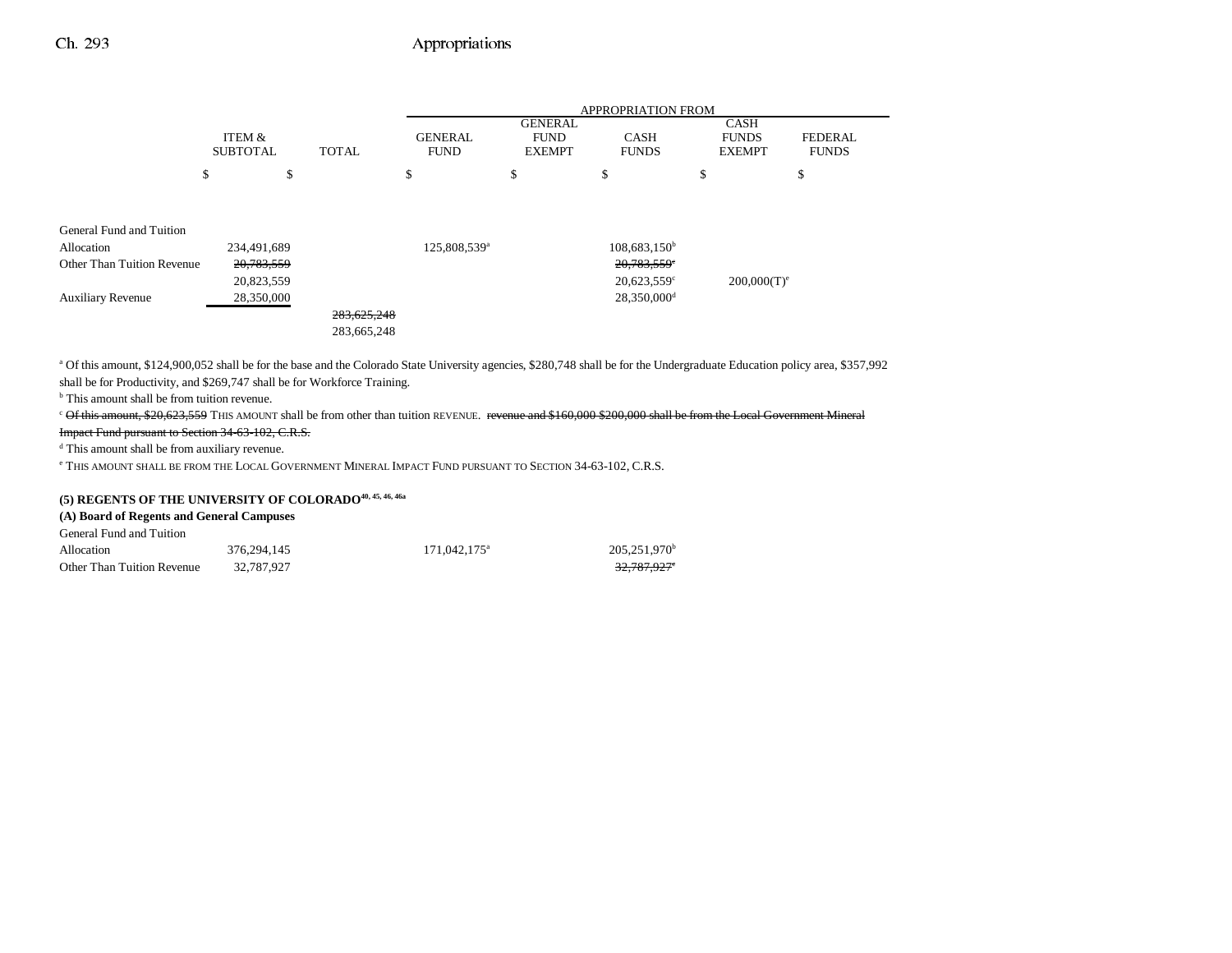| | ITEM & SUBTOTAL | TOTAL | APPROPRIATION FROM GENERAL FUND | GENERAL FUND EXEMPT | CASH FUNDS | CASH FUNDS EXEMPT | FEDERAL FUNDS |
|---|---|---|---|---|---|---|---|
| | $ | $ | $ | $ | $ | $ | $ |
| General Fund and Tuition Allocation | 234,491,689 | | 125,808,539[a] | | 108,683,150[b] | | |
| Other Than Tuition Revenue | ~~20,783,559~~ | | | | ~~20,783,559[c]~~ | | |
| | 20,823,559 | | | | 20,623,559[c] | 200,000(T)[e] | |
| Auxiliary Revenue | 28,350,000 | | | | 28,350,000[d] | | |
| | | ~~283,625,248~~ | | | | | |
| | | 283,665,248 | | | | | |

[a] Of this amount, $124,900,052 shall be for the base and the Colorado State University agencies, $280,748 shall be for the Undergraduate Education policy area, $357,992 shall be for Productivity, and $269,747 shall be for Workforce Training.

[b] This amount shall be from tuition revenue.

[c] ~~Of this amount, $20,623,559~~ THIS AMOUNT shall be from other than tuition REVENUE. ~~revenue and $160,000 $200,000 shall be from the Local Government Mineral Impact Fund pursuant to Section 34-63-102, C.R.S.~~

[d] This amount shall be from auxiliary revenue.

[e] THIS AMOUNT SHALL BE FROM THE LOCAL GOVERNMENT MINERAL IMPACT FUND PURSUANT TO SECTION 34-63-102, C.R.S.

**(5) REGENTS OF THE UNIVERSITY OF COLORADO[40, 45, 46, 46a]**

**(A) Board of Regents and General Campuses**

| | ITEM & SUBTOTAL | TOTAL | GENERAL FUND | GENERAL FUND EXEMPT | CASH FUNDS | CASH FUNDS EXEMPT | FEDERAL FUNDS |
|---|---|---|---|---|---|---|---|
| General Fund and Tuition Allocation | 376,294,145 | | 171,042,175[a] | | 205,251,970[b] | | |
| Other Than Tuition Revenue | 32,787,927 | | | | ~~32,787,927[c]~~ | | |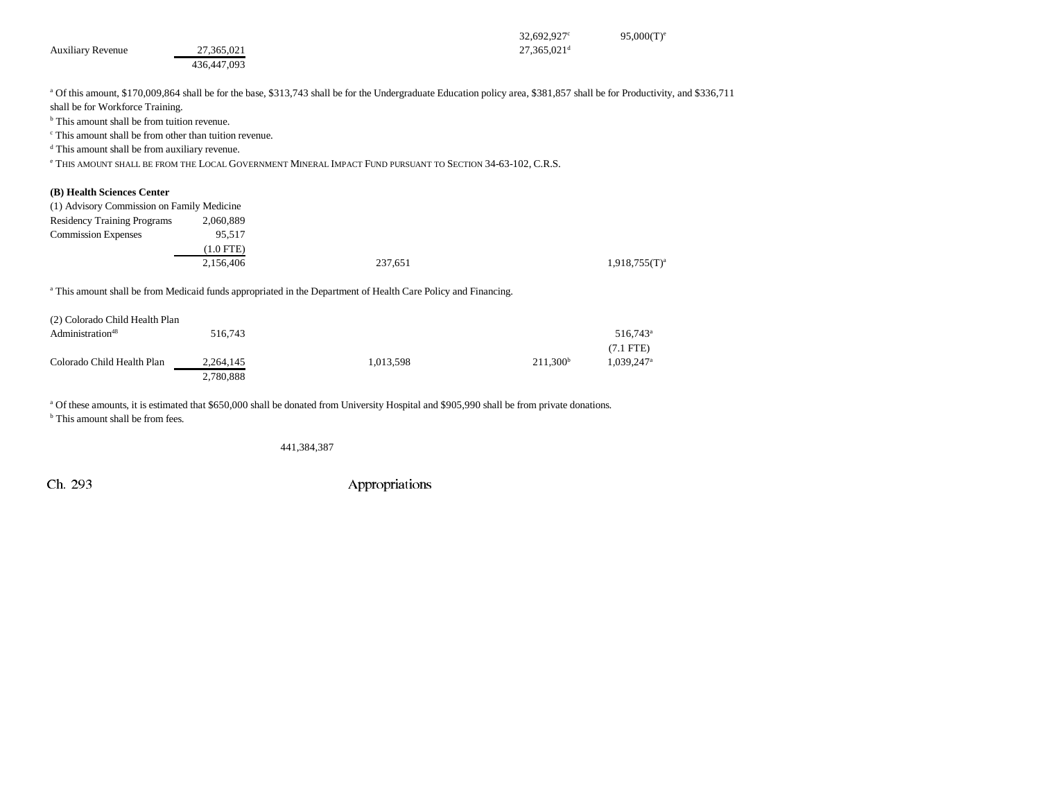| | | | | | |
|---|---|---|---|---|---|
| | | | | 32,692,927[c] | 95,000(T)[e] |
| Auxiliary Revenue | 27,365,021 | | | 27,365,021[d] | |
| | 436,447,093 | | | | |

[a] Of this amount, $170,009,864 shall be for the base, $313,743 shall be for the Undergraduate Education policy area, $381,857 shall be for Productivity, and $336,711 shall be for Workforce Training.
[b] This amount shall be from tuition revenue.
[c] This amount shall be from other than tuition revenue.
[d] This amount shall be from auxiliary revenue.
[e] THIS AMOUNT SHALL BE FROM THE LOCAL GOVERNMENT MINERAL IMPACT FUND PURSUANT TO SECTION 34-63-102, C.R.S.

**(B) Health Sciences Center**

| | | | | | |
|---|---|---|---|---|---|
| (1) Advisory Commission on Family Medicine | | | | | |
| Residency Training Programs | 2,060,889 | | | | |
| Commission Expenses | 95,517 | | | | |
| | (1.0 FTE) | | | | |
| | 2,156,406 | | 237,651 | | 1,918,755(T)[a] |

[a] This amount shall be from Medicaid funds appropriated in the Department of Health Care Policy and Financing.

| | | | | | |
|---|---|---|---|---|---|
| (2) Colorado Child Health Plan Administration[48] | 516,743 | | | | 516,743[a] |
| | | | | | (7.1 FTE) |
| Colorado Child Health Plan | 2,264,145 | | 1,013,598 | 211,300[b] | 1,039,247[a] |
| | 2,780,888 | | | | |

[a] Of these amounts, it is estimated that $650,000 shall be donated from University Hospital and $905,990 shall be from private donations.
[b] This amount shall be from fees.

441,384,387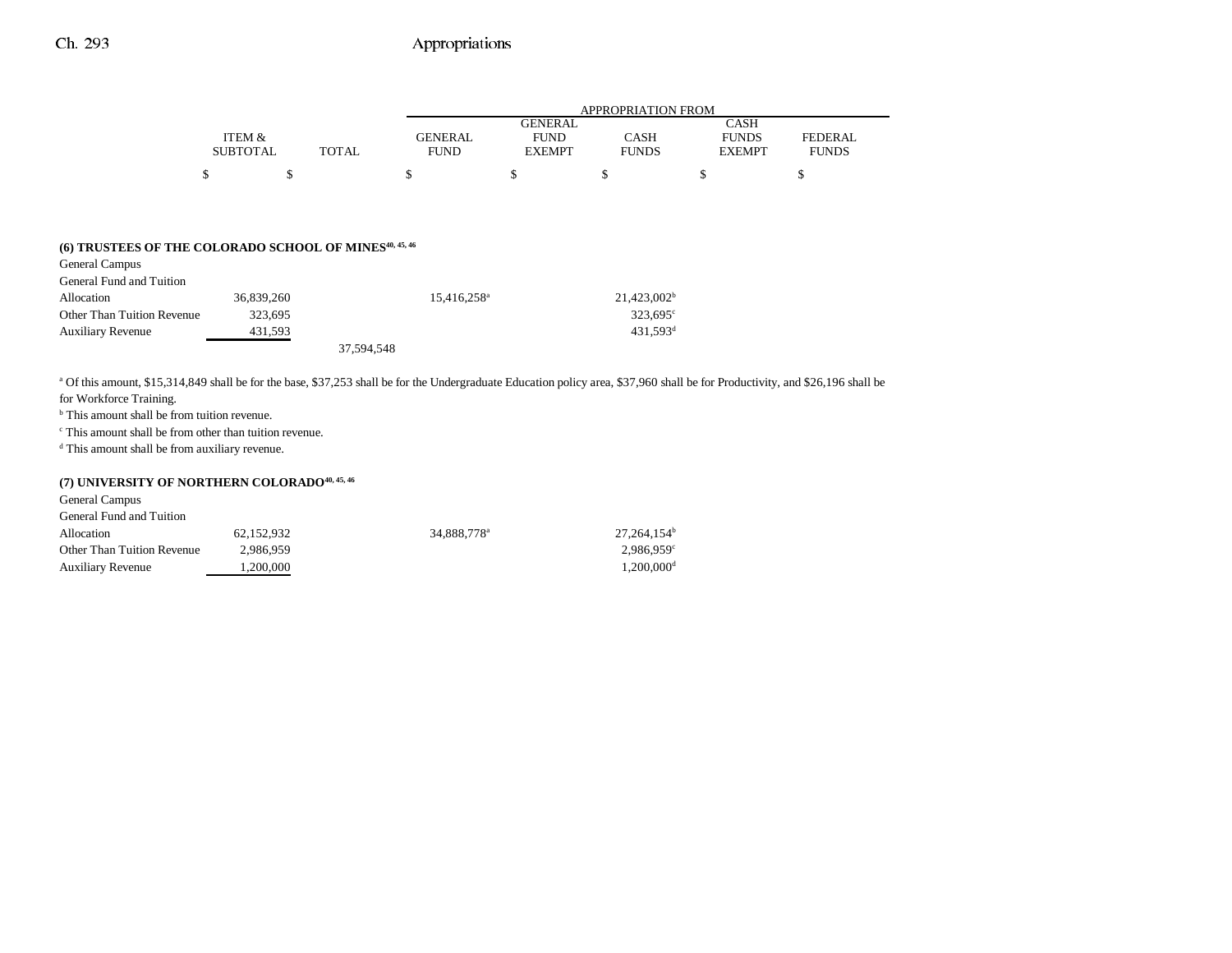| | ITEM & SUBTOTAL | TOTAL | APPROPRIATION FROM GENERAL FUND | GENERAL FUND EXEMPT | CASH FUNDS | CASH FUNDS EXEMPT | FEDERAL FUNDS |
|---|---|---|---|---|---|---|---|
| | $ | $ | $ | $ | $ | $ | $ |
| **(6) TRUSTEES OF THE COLORADO SCHOOL OF MINES[40, 45, 46]** | | | | | | | |
| General Campus | | | | | | | |
| General Fund and Tuition Allocation | 36,839,260 | | 15,416,258[a] | | 21,423,002[b] | | |
| Other Than Tuition Revenue | 323,695 | | | | 323,695[c] | | |
| Auxiliary Revenue | 431,593 | | | | 431,593[d] | | |
| | | 37,594,548 | | | | | |

[a] Of this amount, $15,314,849 shall be for the base, $37,253 shall be for the Undergraduate Education policy area, $37,960 shall be for Productivity, and $26,196 shall be for Workforce Training.
[b] This amount shall be from tuition revenue.
[c] This amount shall be from other than tuition revenue.
[d] This amount shall be from auxiliary revenue.

| | ITEM & SUBTOTAL | TOTAL | GENERAL FUND | GENERAL FUND EXEMPT | CASH FUNDS | CASH FUNDS EXEMPT | FEDERAL FUNDS |
|---|---|---|---|---|---|---|---|
| **(7) UNIVERSITY OF NORTHERN COLORADO[40, 45, 46]** | | | | | | | |
| General Campus | | | | | | | |
| General Fund and Tuition Allocation | 62,152,932 | | 34,888,778[a] | | 27,264,154[b] | | |
| Other Than Tuition Revenue | 2,986,959 | | | | 2,986,959[c] | | |
| Auxiliary Revenue | 1,200,000 | | | | 1,200,000[d] | | |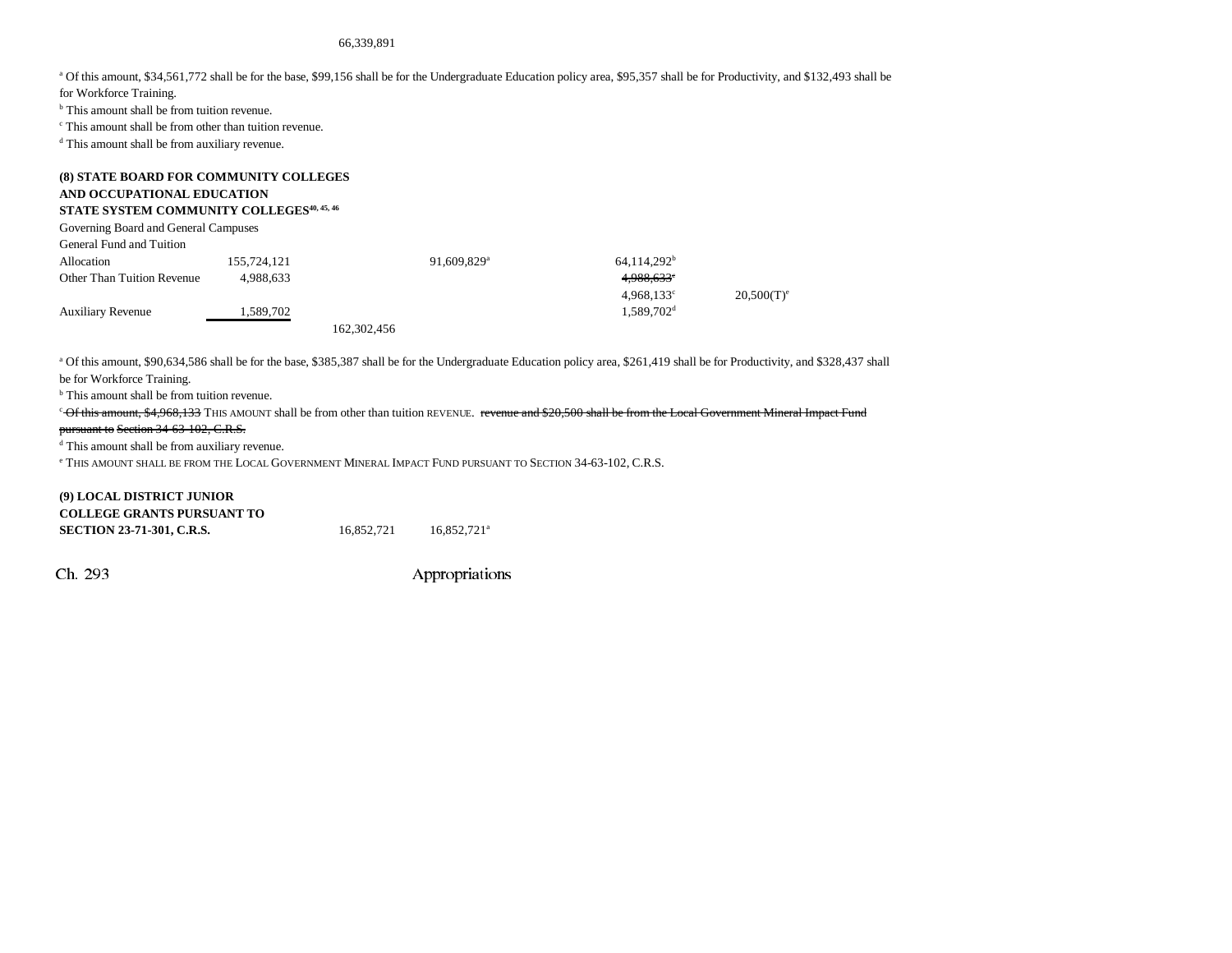66,339,891

[a] Of this amount, $34,561,772 shall be for the base, $99,156 shall be for the Undergraduate Education policy area, $95,357 shall be for Productivity, and $132,493 shall be for Workforce Training.

[b] This amount shall be from tuition revenue.

[c] This amount shall be from other than tuition revenue.

[d] This amount shall be from auxiliary revenue.

**(8) STATE BOARD FOR COMMUNITY COLLEGES AND OCCUPATIONAL EDUCATION STATE SYSTEM COMMUNITY COLLEGES[40, 45, 46]**

Governing Board and General Campuses

| | | | | | |
|---|---|---|---|---|---|
| General Fund and Tuition Allocation | 155,724,121 | | 91,609,829[a] | 64,114,292[b] | |
| Other Than Tuition Revenue | 4,988,633 | | | ~~4,988,633[c]~~ | |
| | | | | 4,968,133[c] | 20,500(T)[e] |
| Auxiliary Revenue | 1,589,702 | | | 1,589,702[d] | |
| | | 162,302,456 | | | |

[a] Of this amount, $90,634,586 shall be for the base, $385,387 shall be for the Undergraduate Education policy area, $261,419 shall be for Productivity, and $328,437 shall be for Workforce Training.

[b] This amount shall be from tuition revenue.

[c] ~~Of this amount, $4,968,133~~ THIS AMOUNT shall be from other than tuition REVENUE. ~~revenue and $20,500 shall be from the Local Government Mineral Impact Fund pursuant to Section 34-63-102, C.R.S.~~

[d] This amount shall be from auxiliary revenue.

[e] THIS AMOUNT SHALL BE FROM THE LOCAL GOVERNMENT MINERAL IMPACT FUND PURSUANT TO SECTION 34-63-102, C.R.S.

| | | |
|---|---|---|
| **(9) LOCAL DISTRICT JUNIOR COLLEGE GRANTS PURSUANT TO SECTION 23-71-301, C.R.S.** | 16,852,721 | 16,852,721[a] |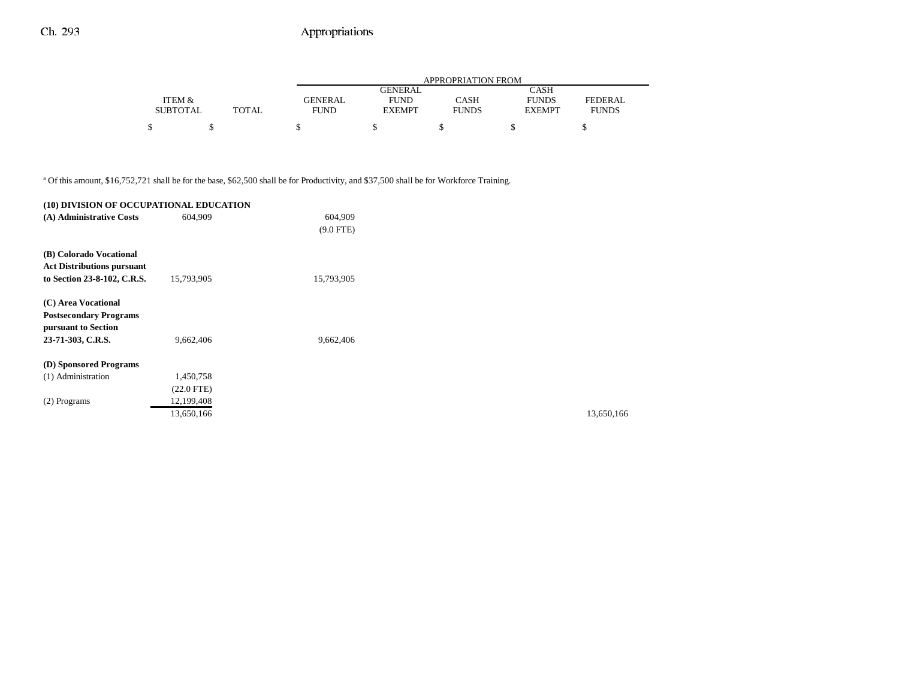| | ITEM & SUBTOTAL | TOTAL | GENERAL FUND | GENERAL FUND EXEMPT | CASH FUNDS | CASH FUNDS EXEMPT | FEDERAL FUNDS |
|---|---|---|---|---|---|---|---|
| | $ | $ | $ | $ | $ | $ | $ |

[a] Of this amount, $16,752,721 shall be for the base, $62,500 shall be for Productivity, and $37,500 shall be for Workforce Training.

| | ITEM & SUBTOTAL | TOTAL | GENERAL FUND | GENERAL FUND EXEMPT | CASH FUNDS | CASH FUNDS EXEMPT | FEDERAL FUNDS |
|---|---|---|---|---|---|---|---|
| **(10) DIVISION OF OCCUPATIONAL EDUCATION** | | | | | | | |
| **(A) Administrative Costs** | 604,909 | | 604,909 (9.0 FTE) | | | | |
| **(B) Colorado Vocational Act Distributions pursuant to Section 23-8-102, C.R.S.** | 15,793,905 | | 15,793,905 | | | | |
| **(C) Area Vocational Postsecondary Programs pursuant to Section 23-71-303, C.R.S.** | 9,662,406 | | 9,662,406 | | | | |
| **(D) Sponsored Programs** | | | | | | | |
| (1) Administration | 1,450,758 (22.0 FTE) | | | | | | |
| (2) Programs | 12,199,408 | | | | | | |
| | 13,650,166 | | | | | | 13,650,166 |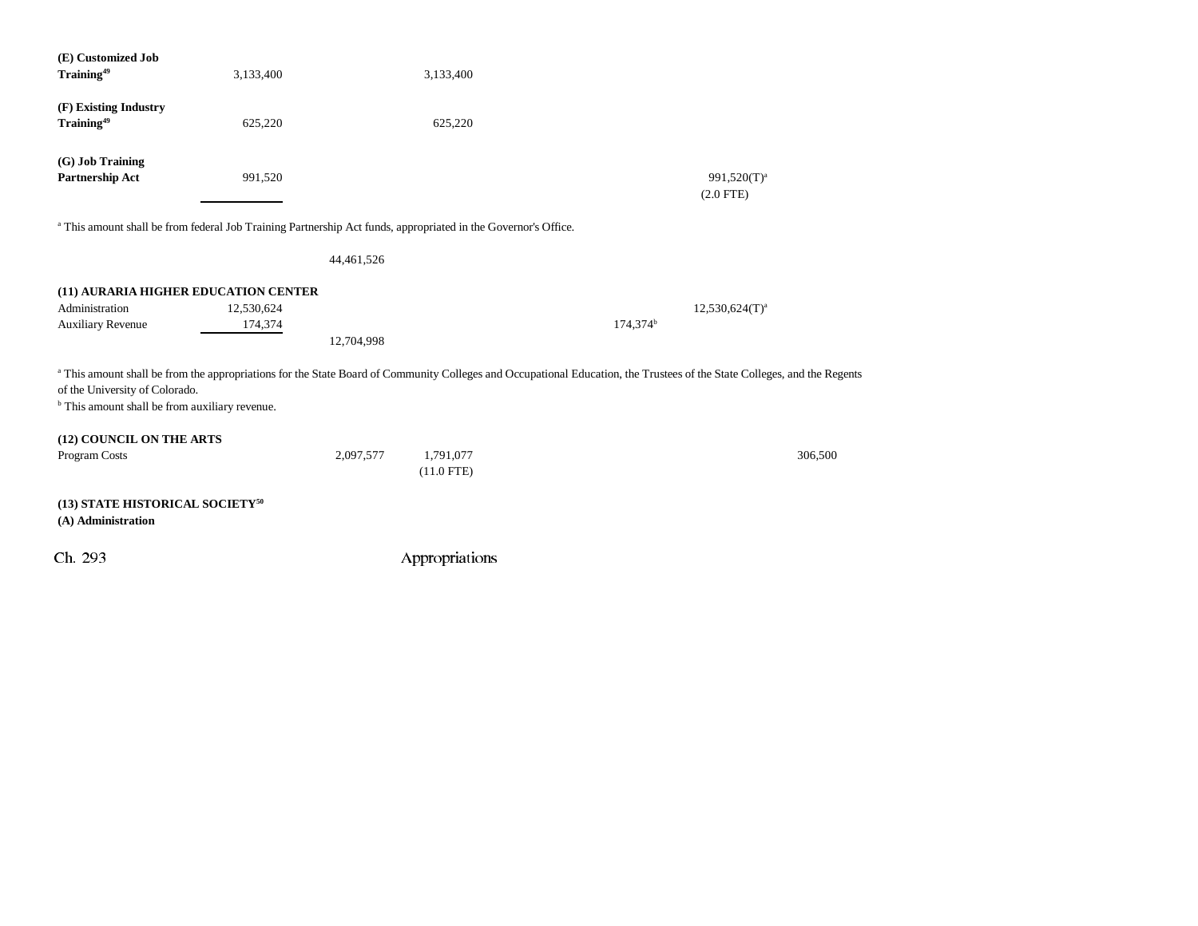| | | | | | | |
|---|---|---|---|---|---|---|
| **(E) Customized Job Training[49]** | 3,133,400 | | 3,133,400 | | | |
| **(F) Existing Industry Training[49]** | 625,220 | | 625,220 | | | |
| **(G) Job Training Partnership Act** | 991,520 | | | | 991,520(T)[a] (2.0 FTE) | |

[a] This amount shall be from federal Job Training Partnership Act funds, appropriated in the Governor's Office.

| | | | | | | |
|---|---|---|---|---|---|---|
| | | 44,461,526 | | | | |

**(11) AURARIA HIGHER EDUCATION CENTER**

| | | | | | | |
|---|---|---|---|---|---|---|
| Administration | 12,530,624 | | | | 12,530,624(T)[a] | |
| Auxiliary Revenue | 174,374 | | | 174,374[b] | | |
| | | 12,704,998 | | | | |

[a] This amount shall be from the appropriations for the State Board of Community Colleges and Occupational Education, the Trustees of the State Colleges, and the Regents of the University of Colorado.
[b] This amount shall be from auxiliary revenue.

**(12) COUNCIL ON THE ARTS**

| | | | | | | |
|---|---|---|---|---|---|---|
| Program Costs | | 2,097,577 | 1,791,077 (11.0 FTE) | | | 306,500 |

**(13) STATE HISTORICAL SOCIETY[50]**

**(A) Administration**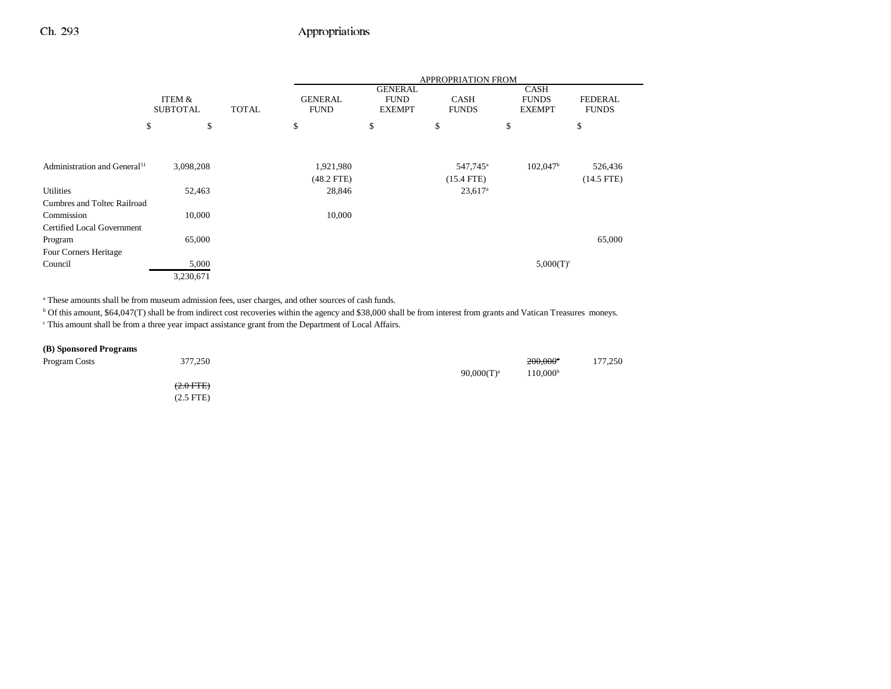| | ITEM & SUBTOTAL | TOTAL | APPROPRIATION FROM GENERAL FUND | GENERAL FUND EXEMPT | CASH FUNDS | CASH FUNDS EXEMPT | FEDERAL FUNDS |
|---|---|---|---|---|---|---|---|
| | $ | $ | $ | $ | $ | $ | $ |
| Administration and General[51] | 3,098,208 | | 1,921,980 | | 547,745[a] | 102,047[b] | 526,436 |
| | | | (48.2 FTE) | | (15.4 FTE) | | (14.5 FTE) |
| Utilities | 52,463 | | 28,846 | | 23,617[a] | | |
| Cumbres and Toltec Railroad Commission | 10,000 | | 10,000 | | | | |
| Certified Local Government Program | 65,000 | | | | | | 65,000 |
| Four Corners Heritage Council | 5,000 | | | | | 5,000(T)[c] | |
| | 3,230,671 | | | | | | |

[a] These amounts shall be from museum admission fees, user charges, and other sources of cash funds.

[b] Of this amount, $64,047(T) shall be from indirect cost recoveries within the agency and $38,000 shall be from interest from grants and Vatican Treasures moneys.

[c] This amount shall be from a three year impact assistance grant from the Department of Local Affairs.

**(B) Sponsored Programs**

| | ITEM & SUBTOTAL | TOTAL | GENERAL FUND | GENERAL FUND EXEMPT | CASH FUNDS | CASH FUNDS EXEMPT | FEDERAL FUNDS |
|---|---|---|---|---|---|---|---|
| Program Costs | 377,250 | | | | | ~~200,000[a]~~ | 177,250 |
| | | | | | 90,000(T)[a] | 110,000[b] | |
| | ~~(2.0 FTE)~~ | | | | | | |
| | (2.5 FTE) | | | | | | |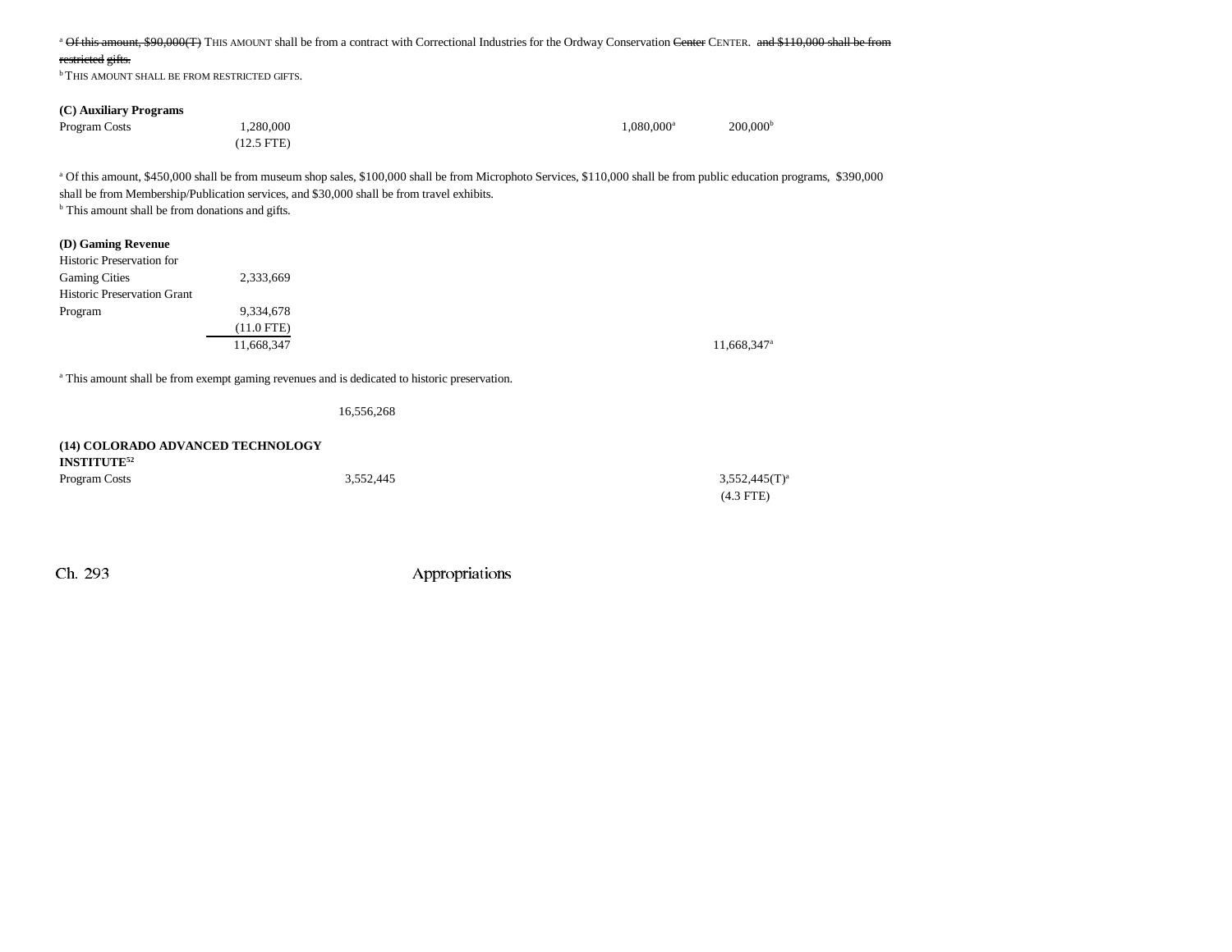[a] ~~Of this amount, $90,000(T)~~ THIS AMOUNT shall be from a contract with Correctional Industries for the Ordway Conservation ~~Center~~ CENTER. ~~and $110,000 shall be from restricted gifts.~~
[b] THIS AMOUNT SHALL BE FROM RESTRICTED GIFTS.

**(C) Auxiliary Programs**

| | | | | | |
|---|---|---|---|---|---|
| Program Costs | 1,280,000 | | | 1,080,000[a] | 200,000[b] |
| | (12.5 FTE) | | | | |

[a] Of this amount, $450,000 shall be from museum shop sales, $100,000 shall be from Microphoto Services, $110,000 shall be from public education programs, $390,000 shall be from Membership/Publication services, and $30,000 shall be from travel exhibits.
[b] This amount shall be from donations and gifts.

**(D) Gaming Revenue**

| | | | | | |
|---|---|---|---|---|---|
| Historic Preservation for Gaming Cities | 2,333,669 | | | | |
| Historic Preservation Grant Program | 9,334,678 | | | | |
| | (11.0 FTE) | | | | |
| | 11,668,347 | | | | 11,668,347[a] |

[a] This amount shall be from exempt gaming revenues and is dedicated to historic preservation.

| | | | | | |
|---|---|---|---|---|---|
| | | 16,556,268 | | | |

**(14) COLORADO ADVANCED TECHNOLOGY INSTITUTE[52]**

| | | | | | |
|---|---|---|---|---|---|
| Program Costs | | 3,552,445 | | | 3,552,445(T)[a] |
| | | | | | (4.3 FTE) |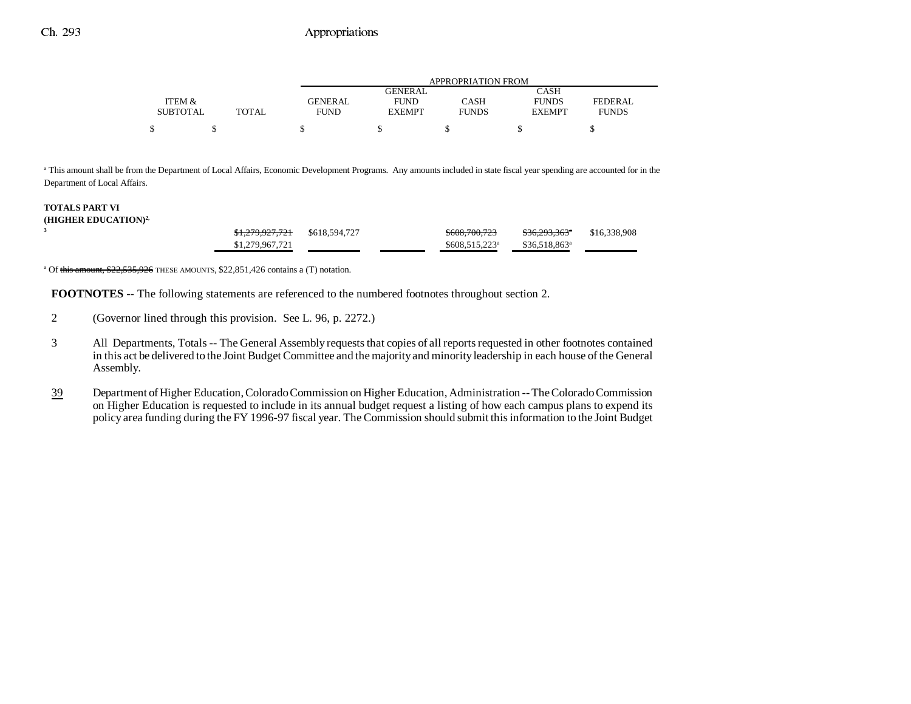| | ITEM & SUBTOTAL | TOTAL | GENERAL FUND | GENERAL FUND EXEMPT | CASH FUNDS | CASH FUNDS EXEMPT | FEDERAL FUNDS |
|---|---|---|---|---|---|---|---|
| | $ | $ | $ | $ | $ | $ | $ |

[a] This amount shall be from the Department of Local Affairs, Economic Development Programs. Any amounts included in state fiscal year spending are accounted for in the Department of Local Affairs.

| | ITEM & SUBTOTAL | TOTAL | GENERAL FUND | GENERAL FUND EXEMPT | CASH FUNDS | CASH FUNDS EXEMPT | FEDERAL FUNDS |
|---|---|---|---|---|---|---|---|
| **TOTALS PART VI (HIGHER EDUCATION)**[2, 3] | | ~~$1,279,927,721~~ $1,279,967,721 | $618,594,727 | | ~~$608,700,723~~ $608,515,223[a] | ~~$36,293,363~~[a] $36,518,863[a] | $16,338,908 |

[a] Of ~~this amount, $22,535,926~~ THESE AMOUNTS, $22,851,426 contains a (T) notation.

**FOOTNOTES** -- The following statements are referenced to the numbered footnotes throughout section 2.

2 (Governor lined through this provision. See L. 96, p. 2272.)

3 All Departments, Totals -- The General Assembly requests that copies of all reports requested in other footnotes contained in this act be delivered to the Joint Budget Committee and the majority and minority leadership in each house of the General Assembly.

39 Department of Higher Education, Colorado Commission on Higher Education, Administration -- The Colorado Commission on Higher Education is requested to include in its annual budget request a listing of how each campus plans to expend its policy area funding during the FY 1996-97 fiscal year. The Commission should submit this information to the Joint Budget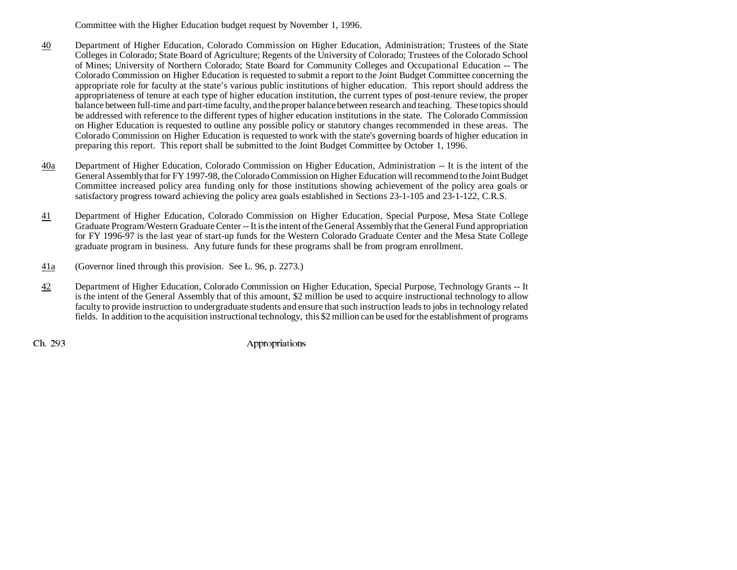Committee with the Higher Education budget request by November 1, 1996.

<u>40</u> Department of Higher Education, Colorado Commission on Higher Education, Administration; Trustees of the State Colleges in Colorado; State Board of Agriculture; Regents of the University of Colorado; Trustees of the Colorado School of Mines; University of Northern Colorado; State Board for Community Colleges and Occupational Education -- The Colorado Commission on Higher Education is requested to submit a report to the Joint Budget Committee concerning the appropriate role for faculty at the state's various public institutions of higher education. This report should address the appropriateness of tenure at each type of higher education institution, the current types of post-tenure review, the proper balance between full-time and part-time faculty, and the proper balance between research and teaching. These topics should be addressed with reference to the different types of higher education institutions in the state. The Colorado Commission on Higher Education is requested to outline any possible policy or statutory changes recommended in these areas. The Colorado Commission on Higher Education is requested to work with the state's governing boards of higher education in preparing this report. This report shall be submitted to the Joint Budget Committee by October 1, 1996.

<u>40a</u> Department of Higher Education, Colorado Commission on Higher Education, Administration -- It is the intent of the General Assembly that for FY 1997-98, the Colorado Commission on Higher Education will recommend to the Joint Budget Committee increased policy area funding only for those institutions showing achievement of the policy area goals or satisfactory progress toward achieving the policy area goals established in Sections 23-1-105 and 23-1-122, C.R.S.

<u>41</u> Department of Higher Education, Colorado Commission on Higher Education, Special Purpose, Mesa State College Graduate Program/Western Graduate Center -- It is the intent of the General Assembly that the General Fund appropriation for FY 1996-97 is the last year of start-up funds for the Western Colorado Graduate Center and the Mesa State College graduate program in business. Any future funds for these programs shall be from program enrollment.

<u>41a</u> (Governor lined through this provision. See L. 96, p. 2273.)

<u>42</u> Department of Higher Education, Colorado Commission on Higher Education, Special Purpose, Technology Grants -- It is the intent of the General Assembly that of this amount, $2 million be used to acquire instructional technology to allow faculty to provide instruction to undergraduate students and ensure that such instruction leads to jobs in technology related fields. In addition to the acquisition instructional technology, this $2 million can be used for the establishment of programs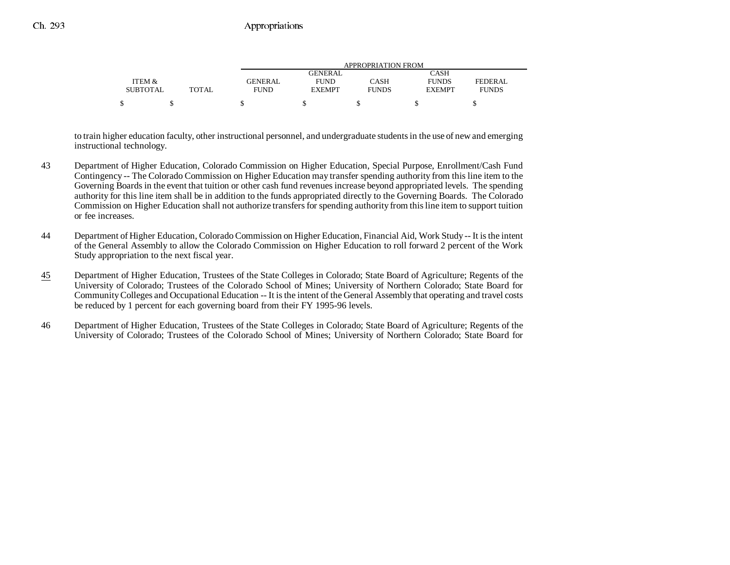| ITEM & SUBTOTAL | TOTAL | GENERAL FUND | GENERAL FUND EXEMPT | CASH FUNDS | CASH FUNDS EXEMPT | FEDERAL FUNDS |
|---|---|---|---|---|---|---|
| $ | $ | $ | $ | $ | $ | $ |

to train higher education faculty, other instructional personnel, and undergraduate students in the use of new and emerging instructional technology.

43 Department of Higher Education, Colorado Commission on Higher Education, Special Purpose, Enrollment/Cash Fund Contingency -- The Colorado Commission on Higher Education may transfer spending authority from this line item to the Governing Boards in the event that tuition or other cash fund revenues increase beyond appropriated levels. The spending authority for this line item shall be in addition to the funds appropriated directly to the Governing Boards. The Colorado Commission on Higher Education shall not authorize transfers for spending authority from this line item to support tuition or fee increases.

44 Department of Higher Education, Colorado Commission on Higher Education, Financial Aid, Work Study -- It is the intent of the General Assembly to allow the Colorado Commission on Higher Education to roll forward 2 percent of the Work Study appropriation to the next fiscal year.

45 Department of Higher Education, Trustees of the State Colleges in Colorado; State Board of Agriculture; Regents of the University of Colorado; Trustees of the Colorado School of Mines; University of Northern Colorado; State Board for Community Colleges and Occupational Education -- It is the intent of the General Assembly that operating and travel costs be reduced by 1 percent for each governing board from their FY 1995-96 levels.

46 Department of Higher Education, Trustees of the State Colleges in Colorado; State Board of Agriculture; Regents of the University of Colorado; Trustees of the Colorado School of Mines; University of Northern Colorado; State Board for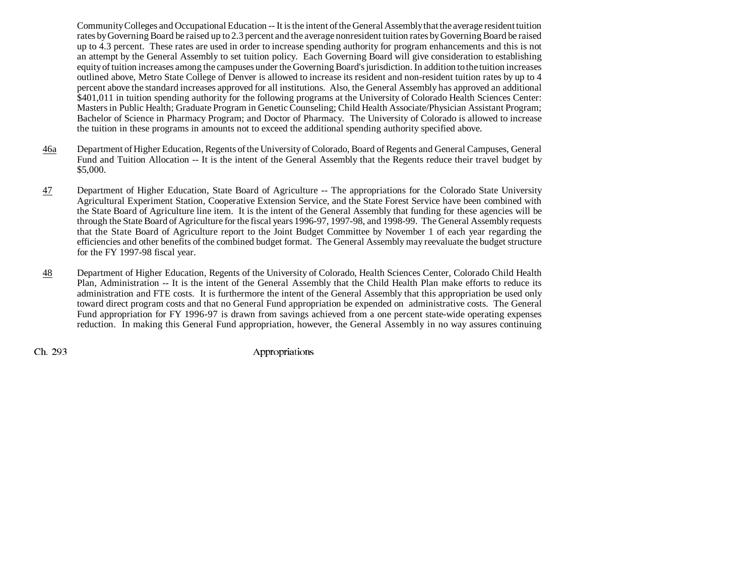Community Colleges and Occupational Education -- It is the intent of the General Assembly that the average resident tuition rates by Governing Board be raised up to 2.3 percent and the average nonresident tuition rates by Governing Board be raised up to 4.3 percent. These rates are used in order to increase spending authority for program enhancements and this is not an attempt by the General Assembly to set tuition policy. Each Governing Board will give consideration to establishing equity of tuition increases among the campuses under the Governing Board's jurisdiction. In addition to the tuition increases outlined above, Metro State College of Denver is allowed to increase its resident and non-resident tuition rates by up to 4 percent above the standard increases approved for all institutions. Also, the General Assembly has approved an additional $401,011 in tuition spending authority for the following programs at the University of Colorado Health Sciences Center: Masters in Public Health; Graduate Program in Genetic Counseling; Child Health Associate/Physician Assistant Program; Bachelor of Science in Pharmacy Program; and Doctor of Pharmacy. The University of Colorado is allowed to increase the tuition in these programs in amounts not to exceed the additional spending authority specified above.

46a Department of Higher Education, Regents of the University of Colorado, Board of Regents and General Campuses, General Fund and Tuition Allocation -- It is the intent of the General Assembly that the Regents reduce their travel budget by $5,000.

47 Department of Higher Education, State Board of Agriculture -- The appropriations for the Colorado State University Agricultural Experiment Station, Cooperative Extension Service, and the State Forest Service have been combined with the State Board of Agriculture line item. It is the intent of the General Assembly that funding for these agencies will be through the State Board of Agriculture for the fiscal years 1996-97, 1997-98, and 1998-99. The General Assembly requests that the State Board of Agriculture report to the Joint Budget Committee by November 1 of each year regarding the efficiencies and other benefits of the combined budget format. The General Assembly may reevaluate the budget structure for the FY 1997-98 fiscal year.

48 Department of Higher Education, Regents of the University of Colorado, Health Sciences Center, Colorado Child Health Plan, Administration -- It is the intent of the General Assembly that the Child Health Plan make efforts to reduce its administration and FTE costs. It is furthermore the intent of the General Assembly that this appropriation be used only toward direct program costs and that no General Fund appropriation be expended on administrative costs. The General Fund appropriation for FY 1996-97 is drawn from savings achieved from a one percent state-wide operating expenses reduction. In making this General Fund appropriation, however, the General Assembly in no way assures continuing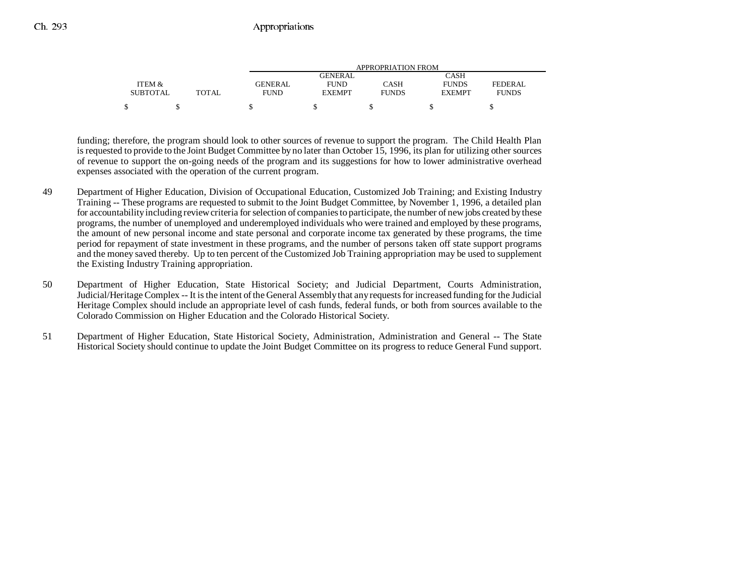| ITEM & SUBTOTAL | TOTAL | GENERAL FUND | GENERAL FUND EXEMPT | CASH FUNDS | CASH FUNDS EXEMPT | FEDERAL FUNDS |
|---|---|---|---|---|---|---|
| | | APPROPRIATION FROM | | | | |
| $ | $ | $ | $ | $ | $ | $ |

funding; therefore, the program should look to other sources of revenue to support the program. The Child Health Plan is requested to provide to the Joint Budget Committee by no later than October 15, 1996, its plan for utilizing other sources of revenue to support the on-going needs of the program and its suggestions for how to lower administrative overhead expenses associated with the operation of the current program.

49 Department of Higher Education, Division of Occupational Education, Customized Job Training; and Existing Industry Training -- These programs are requested to submit to the Joint Budget Committee, by November 1, 1996, a detailed plan for accountability including review criteria for selection of companies to participate, the number of new jobs created by these programs, the number of unemployed and underemployed individuals who were trained and employed by these programs, the amount of new personal income and state personal and corporate income tax generated by these programs, the time period for repayment of state investment in these programs, and the number of persons taken off state support programs and the money saved thereby. Up to ten percent of the Customized Job Training appropriation may be used to supplement the Existing Industry Training appropriation.

50 Department of Higher Education, State Historical Society; and Judicial Department, Courts Administration, Judicial/Heritage Complex -- It is the intent of the General Assembly that any requests for increased funding for the Judicial Heritage Complex should include an appropriate level of cash funds, federal funds, or both from sources available to the Colorado Commission on Higher Education and the Colorado Historical Society.

51 Department of Higher Education, State Historical Society, Administration, Administration and General -- The State Historical Society should continue to update the Joint Budget Committee on its progress to reduce General Fund support.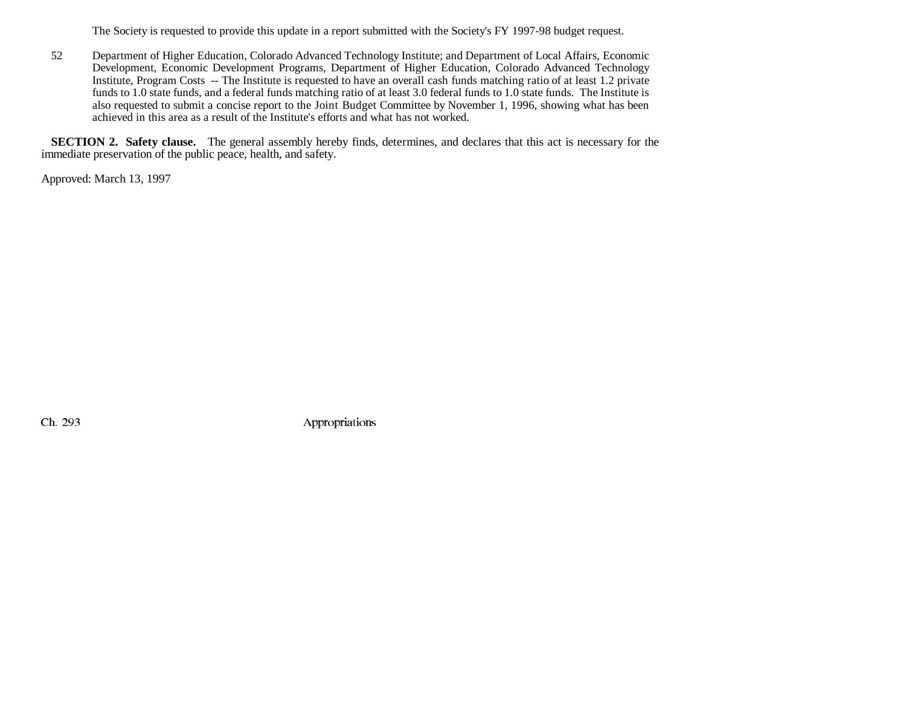The Society is requested to provide this update in a report submitted with the Society's FY 1997-98 budget request.

52 Department of Higher Education, Colorado Advanced Technology Institute; and Department of Local Affairs, Economic Development, Economic Development Programs, Department of Higher Education, Colorado Advanced Technology Institute, Program Costs -- The Institute is requested to have an overall cash funds matching ratio of at least 1.2 private funds to 1.0 state funds, and a federal funds matching ratio of at least 3.0 federal funds to 1.0 state funds. The Institute is also requested to submit a concise report to the Joint Budget Committee by November 1, 1996, showing what has been achieved in this area as a result of the Institute's efforts and what has not worked.

**SECTION 2. Safety clause.** The general assembly hereby finds, determines, and declares that this act is necessary for the immediate preservation of the public peace, health, and safety.

Approved: March 13, 1997